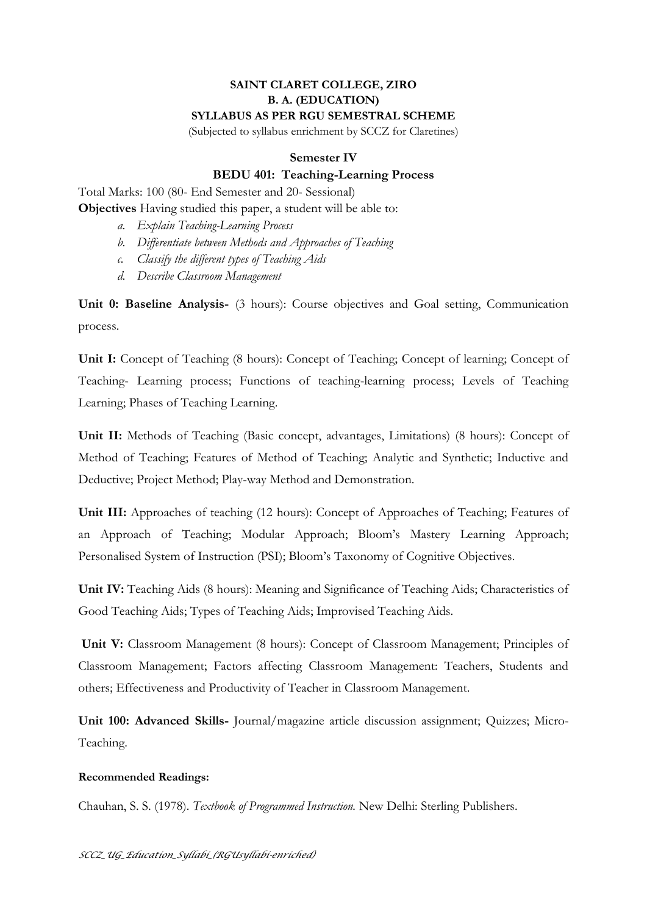**SAINT CLARET COLLEGE, ZIRO**
**B. A. (EDUCATION)**
**SYLLABUS AS PER RGU SEMESTRAL SCHEME**
(Subjected to syllabus enrichment by SCCZ for Claretines)

**Semester IV**
**BEDU 401: Teaching-Learning Process**

Total Marks: 100 (80- End Semester and 20- Sessional)

**Objectives** Having studied this paper, a student will be able to:

a. *Explain Teaching-Learning Process*
b. *Differentiate between Methods and Approaches of Teaching*
c. *Classify the different types of Teaching Aids*
d. *Describe Classroom Management*

**Unit 0: Baseline Analysis-** (3 hours): Course objectives and Goal setting, Communication process.

**Unit I:** Concept of Teaching (8 hours): Concept of Teaching; Concept of learning; Concept of Teaching- Learning process; Functions of teaching-learning process; Levels of Teaching Learning; Phases of Teaching Learning.

**Unit II:** Methods of Teaching (Basic concept, advantages, Limitations) (8 hours): Concept of Method of Teaching; Features of Method of Teaching; Analytic and Synthetic; Inductive and Deductive; Project Method; Play-way Method and Demonstration.

**Unit III:** Approaches of teaching (12 hours): Concept of Approaches of Teaching; Features of an Approach of Teaching; Modular Approach; Bloom's Mastery Learning Approach; Personalised System of Instruction (PSI); Bloom's Taxonomy of Cognitive Objectives.

**Unit IV:** Teaching Aids (8 hours): Meaning and Significance of Teaching Aids; Characteristics of Good Teaching Aids; Types of Teaching Aids; Improvised Teaching Aids.

**Unit V:** Classroom Management (8 hours): Concept of Classroom Management; Principles of Classroom Management; Factors affecting Classroom Management: Teachers, Students and others; Effectiveness and Productivity of Teacher in Classroom Management.

**Unit 100: Advanced Skills-** Journal/magazine article discussion assignment; Quizzes; Micro-Teaching.

**Recommended Readings:**

Chauhan, S. S. (1978). *Textbook of Programmed Instruction.* New Delhi: Sterling Publishers.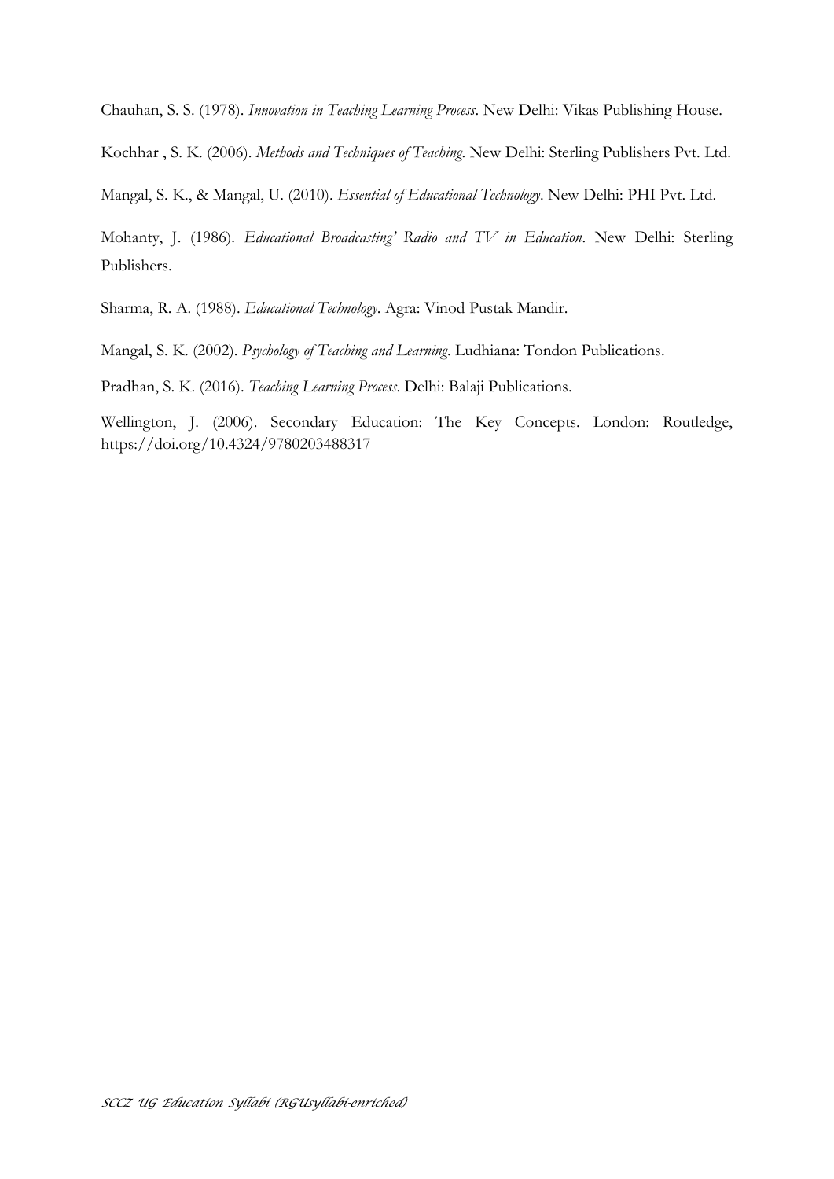Chauhan, S. S. (1978). *Innovation in Teaching Learning Process*. New Delhi: Vikas Publishing House.

Kochhar , S. K. (2006). *Methods and Techniques of Teaching*. New Delhi: Sterling Publishers Pvt. Ltd.

Mangal, S. K., & Mangal, U. (2010). *Essential of Educational Technology*. New Delhi: PHI Pvt. Ltd.

Mohanty, J. (1986). *Educational Broadcasting' Radio and TV in Education*. New Delhi: Sterling Publishers.

Sharma, R. A. (1988). *Educational Technology*. Agra: Vinod Pustak Mandir.

Mangal, S. K. (2002). *Psychology of Teaching and Learning*. Ludhiana: Tondon Publications.

Pradhan, S. K. (2016). *Teaching Learning Process*. Delhi: Balaji Publications.

Wellington, J. (2006). Secondary Education: The Key Concepts. London: Routledge, https://doi.org/10.4324/9780203488317